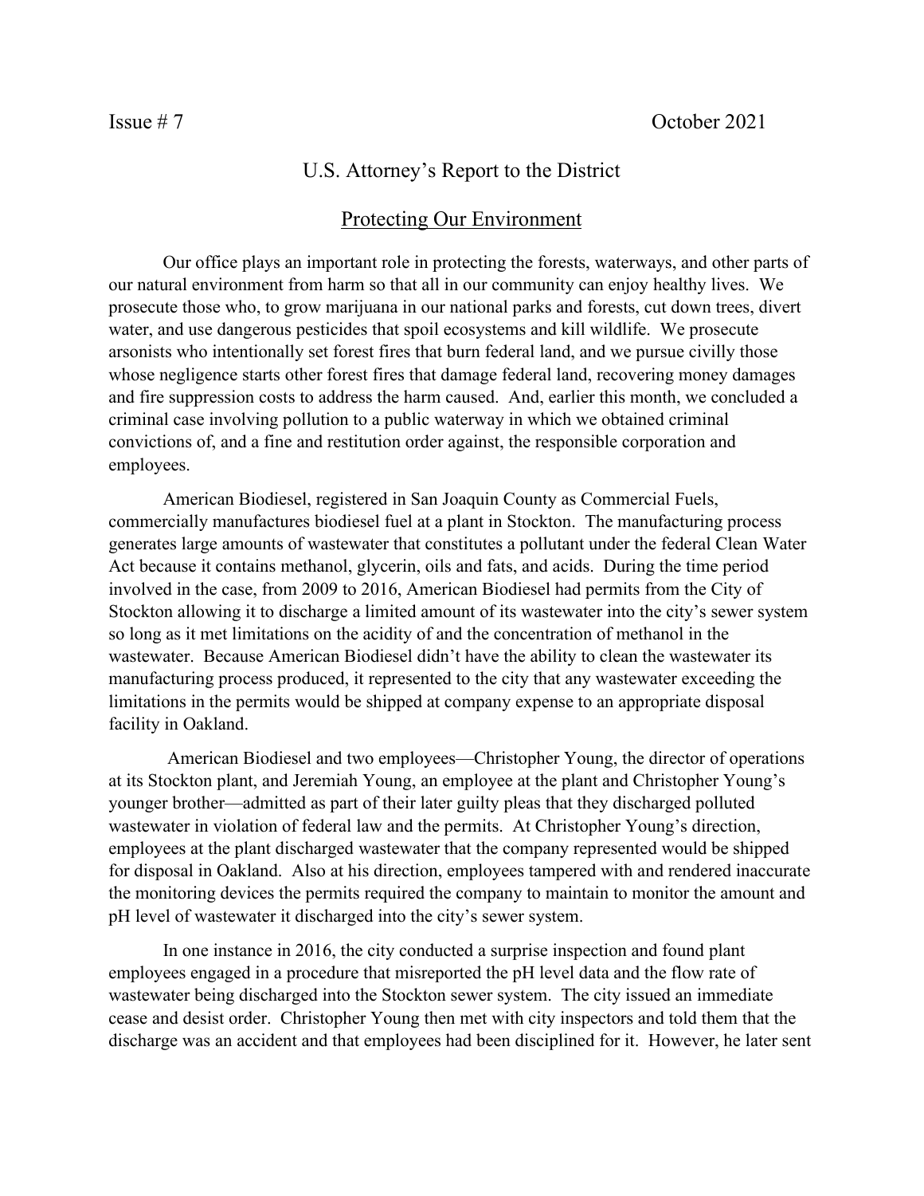Issue # 7 October 2021

# U.S. Attorney's Report to the District

## Protecting Our Environment

Our office plays an important role in protecting the forests, waterways, and other parts of our natural environment from harm so that all in our community can enjoy healthy lives. We prosecute those who, to grow marijuana in our national parks and forests, cut down trees, divert water, and use dangerous pesticides that spoil ecosystems and kill wildlife. We prosecute arsonists who intentionally set forest fires that burn federal land, and we pursue civilly those whose negligence starts other forest fires that damage federal land, recovering money damages and fire suppression costs to address the harm caused. And, earlier this month, we concluded a criminal case involving pollution to a public waterway in which we obtained criminal convictions of, and a fine and restitution order against, the responsible corporation and employees.

American Biodiesel, registered in San Joaquin County as Commercial Fuels, commercially manufactures biodiesel fuel at a plant in Stockton. The manufacturing process generates large amounts of wastewater that constitutes a pollutant under the federal Clean Water Act because it contains methanol, glycerin, oils and fats, and acids. During the time period involved in the case, from 2009 to 2016, American Biodiesel had permits from the City of Stockton allowing it to discharge a limited amount of its wastewater into the city's sewer system so long as it met limitations on the acidity of and the concentration of methanol in the wastewater. Because American Biodiesel didn't have the ability to clean the wastewater its manufacturing process produced, it represented to the city that any wastewater exceeding the limitations in the permits would be shipped at company expense to an appropriate disposal facility in Oakland.

American Biodiesel and two employees—Christopher Young, the director of operations at its Stockton plant, and Jeremiah Young, an employee at the plant and Christopher Young's younger brother—admitted as part of their later guilty pleas that they discharged polluted wastewater in violation of federal law and the permits. At Christopher Young's direction, employees at the plant discharged wastewater that the company represented would be shipped for disposal in Oakland. Also at his direction, employees tampered with and rendered inaccurate the monitoring devices the permits required the company to maintain to monitor the amount and pH level of wastewater it discharged into the city's sewer system.

In one instance in 2016, the city conducted a surprise inspection and found plant employees engaged in a procedure that misreported the pH level data and the flow rate of wastewater being discharged into the Stockton sewer system. The city issued an immediate cease and desist order. Christopher Young then met with city inspectors and told them that the discharge was an accident and that employees had been disciplined for it. However, he later sent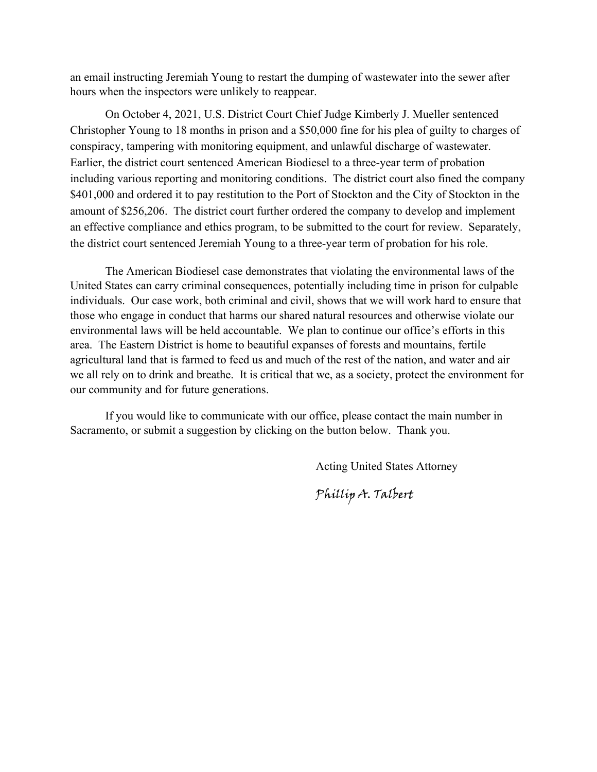an email instructing Jeremiah Young to restart the dumping of wastewater into the sewer after hours when the inspectors were unlikely to reappear.

On October 4, 2021, U.S. District Court Chief Judge Kimberly J. Mueller sentenced Christopher Young to 18 months in prison and a $50,000 fine for his plea of guilty to charges of conspiracy, tampering with monitoring equipment, and unlawful discharge of wastewater. Earlier, the district court sentenced American Biodiesel to a three-year term of probation including various reporting and monitoring conditions. The district court also fined the company $401,000 and ordered it to pay restitution to the Port of Stockton and the City of Stockton in the amount of $256,206. The district court further ordered the company to develop and implement an effective compliance and ethics program, to be submitted to the court for review. Separately, the district court sentenced Jeremiah Young to a three-year term of probation for his role.

The American Biodiesel case demonstrates that violating the environmental laws of the United States can carry criminal consequences, potentially including time in prison for culpable individuals. Our case work, both criminal and civil, shows that we will work hard to ensure that those who engage in conduct that harms our shared natural resources and otherwise violate our environmental laws will be held accountable. We plan to continue our office's efforts in this area. The Eastern District is home to beautiful expanses of forests and mountains, fertile agricultural land that is farmed to feed us and much of the rest of the nation, and water and air we all rely on to drink and breathe. It is critical that we, as a society, protect the environment for our community and for future generations.

If you would like to communicate with our office, please contact the main number in Sacramento, or submit a suggestion by clicking on the button below. Thank you.

Acting United States Attorney

*Phillip A. Talbert*